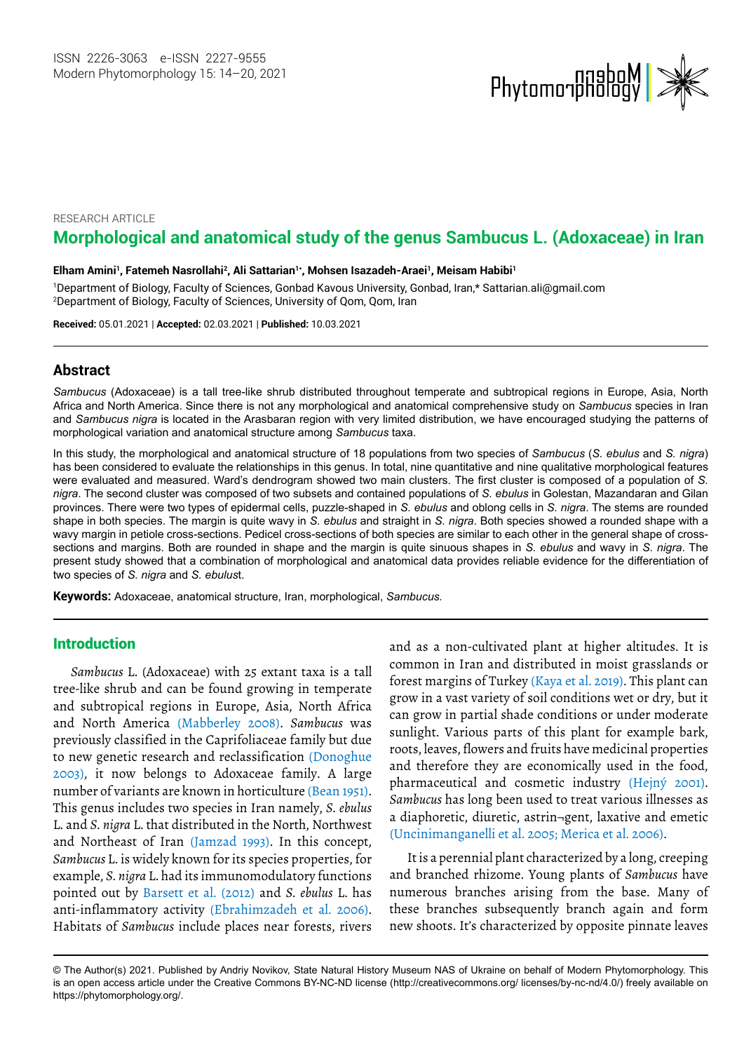RESEARCH ARTICLE

# Morphological and anatomical study of the genus Sambucus L. (Adoxaceae) in Iran

**Elham Amini[1], Fatemeh Nasrollahi[2], Ali Sattarian[1*], Mohsen Isazadeh-Araei[1], Meisam Habibi[1]**

[1]Department of Biology, Faculty of Sciences, Gonbad Kavous University, Gonbad, Iran,* Sattarian.ali@gmail.com
[2]Department of Biology, Faculty of Sciences, University of Qom, Qom, Iran

**Received:** 05.01.2021 | **Accepted:** 02.03.2021 | **Published:** 10.03.2021

## Abstract

*Sambucus* (Adoxaceae) is a tall tree-like shrub distributed throughout temperate and subtropical regions in Europe, Asia, North Africa and North America. Since there is not any morphological and anatomical comprehensive study on *Sambucus* species in Iran and *Sambucus nigra* is located in the Arasbaran region with very limited distribution, we have encouraged studying the patterns of morphological variation and anatomical structure among *Sambucus* taxa.

In this study, the morphological and anatomical structure of 18 populations from two species of *Sambucus* (*S. ebulus* and *S. nigra*) has been considered to evaluate the relationships in this genus. In total, nine quantitative and nine qualitative morphological features were evaluated and measured. Ward's dendrogram showed two main clusters. The first cluster is composed of a population of *S. nigra*. The second cluster was composed of two subsets and contained populations of *S. ebulus* in Golestan, Mazandaran and Gilan provinces. There were two types of epidermal cells, puzzle-shaped in *S. ebulus* and oblong cells in *S. nigra*. The stems are rounded shape in both species. The margin is quite wavy in *S. ebulus* and straight in *S. nigra*. Both species showed a rounded shape with a wavy margin in petiole cross-sections. Pedicel cross-sections of both species are similar to each other in the general shape of cross-sections and margins. Both are rounded in shape and the margin is quite sinuous shapes in *S. ebulus* and wavy in *S. nigra*. The present study showed that a combination of morphological and anatomical data provides reliable evidence for the differentiation of two species of *S. nigra* and *S. ebulus*t.

**Keywords:** Adoxaceae, anatomical structure, Iran, morphological, *Sambucus.*

## Introduction

*Sambucus* L. (Adoxaceae) with 25 extant taxa is a tall tree-like shrub and can be found growing in temperate and subtropical regions in Europe, Asia, North Africa and North America (Mabberley 2008). *Sambucus* was previously classified in the Caprifoliaceae family but due to new genetic research and reclassification (Donoghue 2003), it now belongs to Adoxaceae family. A large number of variants are known in horticulture (Bean 1951). This genus includes two species in Iran namely, *S. ebulus* L. and *S. nigra* L. that distributed in the North, Northwest and Northeast of Iran (Jamzad 1993). In this concept, *Sambucus* L. is widely known for its species properties, for example, *S. nigra* L. had its immunomodulatory functions pointed out by Barsett et al. (2012) and *S. ebulus* L. has anti-inflammatory activity (Ebrahimzadeh et al. 2006). Habitats of *Sambucus* include places near forests, rivers and as a non-cultivated plant at higher altitudes. It is common in Iran and distributed in moist grasslands or forest margins of Turkey (Kaya et al. 2019). This plant can grow in a vast variety of soil conditions wet or dry, but it can grow in partial shade conditions or under moderate sunlight. Various parts of this plant for example bark, roots, leaves, flowers and fruits have medicinal properties and therefore they are economically used in the food, pharmaceutical and cosmetic industry (Hejný 2001). *Sambucus* has long been used to treat various illnesses as a diaphoretic, diuretic, astrin¬gent, laxative and emetic (Uncinimanganelli et al. 2005; Merica et al. 2006).

It is a perennial plant characterized by a long, creeping and branched rhizome. Young plants of *Sambucus* have numerous branches arising from the base. Many of these branches subsequently branch again and form new shoots. It's characterized by opposite pinnate leaves

© The Author(s) 2021. Published by Andriy Novikov, State Natural History Museum NAS of Ukraine on behalf of Modern Phytomorphology. This is an open access article under the Creative Commons BY-NC-ND license (http://creativecommons.org/ licenses/by-nc-nd/4.0/) freely available on https://phytomorphology.org/.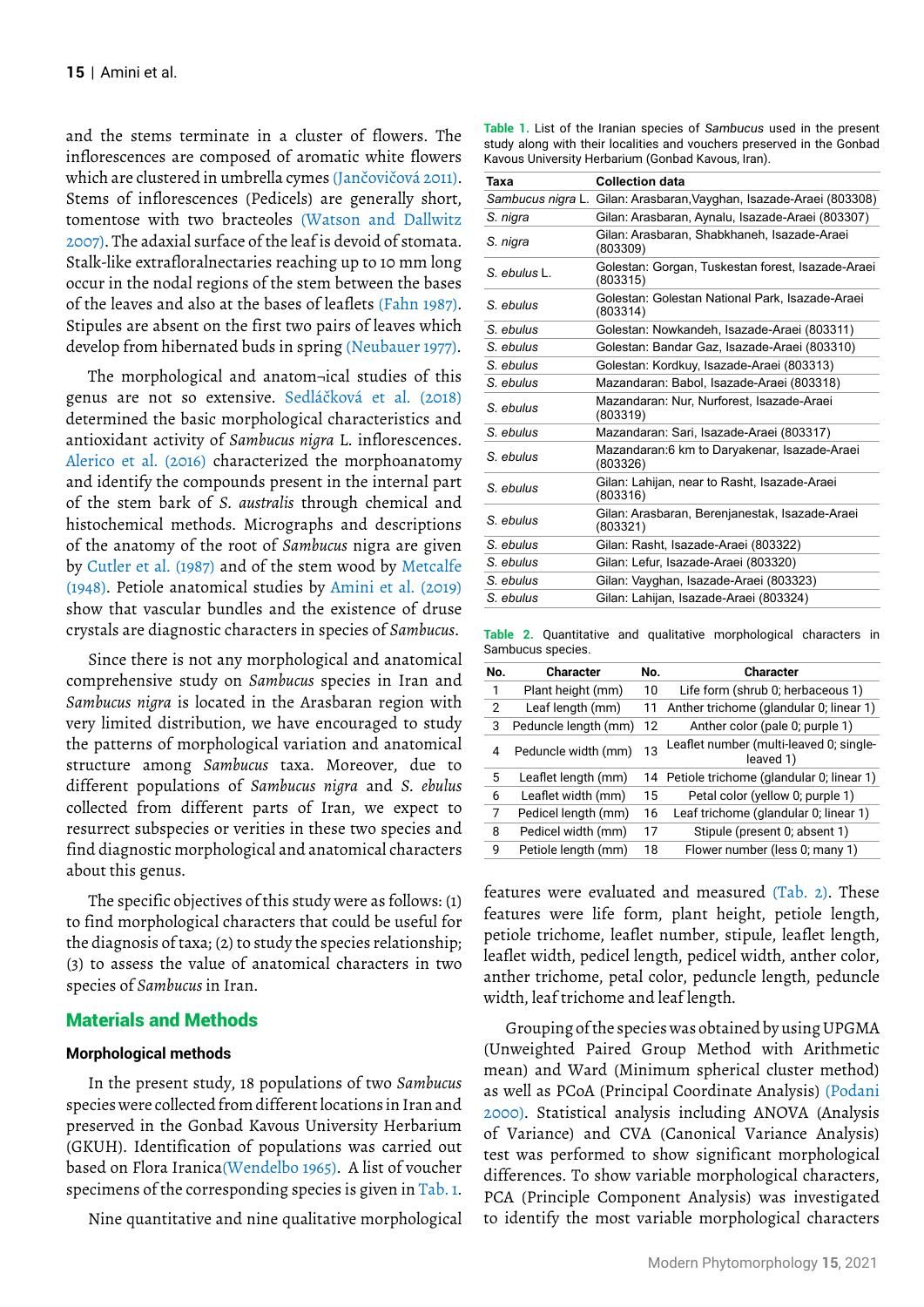and the stems terminate in a cluster of flowers. The inflorescences are composed of aromatic white flowers which are clustered in umbrella cymes (Jančovičová 2011). Stems of inflorescences (Pedicels) are generally short, tomentose with two bracteoles (Watson and Dallwitz 2007). The adaxial surface of the leaf is devoid of stomata. Stalk-like extrafloralnectaries reaching up to 10 mm long occur in the nodal regions of the stem between the bases of the leaves and also at the bases of leaflets (Fahn 1987). Stipules are absent on the first two pairs of leaves which develop from hibernated buds in spring (Neubauer 1977).

The morphological and anatom¬ical studies of this genus are not so extensive. Sedláčková et al. (2018) determined the basic morphological characteristics and antioxidant activity of *Sambucus nigra* L. inflorescences. Alerico et al. (2016) characterized the morphoanatomy and identify the compounds present in the internal part of the stem bark of *S. australis* through chemical and histochemical methods. Micrographs and descriptions of the anatomy of the root of *Sambucus* nigra are given by Cutler et al. (1987) and of the stem wood by Metcalfe (1948). Petiole anatomical studies by Amini et al. (2019) show that vascular bundles and the existence of druse crystals are diagnostic characters in species of *Sambucus*.

Since there is not any morphological and anatomical comprehensive study on *Sambucus* species in Iran and *Sambucus nigra* is located in the Arasbaran region with very limited distribution, we have encouraged to study the patterns of morphological variation and anatomical structure among *Sambucus* taxa. Moreover, due to different populations of *Sambucus nigra* and *S. ebulus* collected from different parts of Iran, we expect to resurrect subspecies or verities in these two species and find diagnostic morphological and anatomical characters about this genus.

The specific objectives of this study were as follows: (1) to find morphological characters that could be useful for the diagnosis of taxa; (2) to study the species relationship; (3) to assess the value of anatomical characters in two species of *Sambucus* in Iran.

## Materials and Methods

### Morphological methods

In the present study, 18 populations of two *Sambucus* species were collected from different locations in Iran and preserved in the Gonbad Kavous University Herbarium (GKUH). Identification of populations was carried out based on Flora Iranica(Wendelbo 1965). A list of voucher specimens of the corresponding species is given in Tab. 1.

Table 1. List of the Iranian species of *Sambucus* used in the present study along with their localities and vouchers preserved in the Gonbad Kavous University Herbarium (Gonbad Kavous, Iran).

| Taxa | Collection data |
|---|---|
| *Sambucus nigra* L. | Gilan: Arasbaran,Vayghan, Isazade-Araei (803308) |
| *S. nigra* | Gilan: Arasbaran, Aynalu, Isazade-Araei (803307) |
| *S. nigra* | Gilan: Arasbaran, Shabkhaneh, Isazade-Araei (803309) |
| *S. ebulus* L. | Golestan: Gorgan, Tuskestan forest, Isazade-Araei (803315) |
| *S. ebulus* | Golestan: Golestan National Park, Isazade-Araei (803314) |
| *S. ebulus* | Golestan: Nowkandeh, Isazade-Araei (803311) |
| *S. ebulus* | Golestan: Bandar Gaz, Isazade-Araei (803310) |
| *S. ebulus* | Golestan: Kordkuy, Isazade-Araei (803313) |
| *S. ebulus* | Mazandaran: Babol, Isazade-Araei (803318) |
| *S. ebulus* | Mazandaran: Nur, Nurforest, Isazade-Araei (803319) |
| *S. ebulus* | Mazandaran: Sari, Isazade-Araei (803317) |
| *S. ebulus* | Mazandaran:6 km to Daryakenar, Isazade-Araei (803326) |
| *S. ebulus* | Gilan: Lahijan, near to Rasht, Isazade-Araei (803316) |
| *S. ebulus* | Gilan: Arasbaran, Berenjanestak, Isazade-Araei (803321) |
| *S. ebulus* | Gilan: Rasht, Isazade-Araei (803322) |
| *S. ebulus* | Gilan: Lefur, Isazade-Araei (803320) |
| *S. ebulus* | Gilan: Vayghan, Isazade-Araei (803323) |
| *S. ebulus* | Gilan: Lahijan, Isazade-Araei (803324) |

Table 2. Quantitative and qualitative morphological characters in Sambucus species.

| No. | Character | No. | Character |
|---|---|---|---|
| 1 | Plant height (mm) | 10 | Life form (shrub 0; herbaceous 1) |
| 2 | Leaf length (mm) | 11 | Anther trichome (glandular 0; linear 1) |
| 3 | Peduncle length (mm) | 12 | Anther color (pale 0; purple 1) |
| 4 | Peduncle width (mm) | 13 | Leaflet number (multi-leaved 0; single-leaved 1) |
| 5 | Leaflet length (mm) | 14 | Petiole trichome (glandular 0; linear 1) |
| 6 | Leaflet width (mm) | 15 | Petal color (yellow 0; purple 1) |
| 7 | Pedicel length (mm) | 16 | Leaf trichome (glandular 0; linear 1) |
| 8 | Pedicel width (mm) | 17 | Stipule (present 0; absent 1) |
| 9 | Petiole length (mm) | 18 | Flower number (less 0; many 1) |

Nine quantitative and nine qualitative morphological features were evaluated and measured (Tab. 2). These features were life form, plant height, petiole length, petiole trichome, leaflet number, stipule, leaflet length, leaflet width, pedicel length, pedicel width, anther color, anther trichome, petal color, peduncle length, peduncle width, leaf trichome and leaf length.

Grouping of the species was obtained by using UPGMA (Unweighted Paired Group Method with Arithmetic mean) and Ward (Minimum spherical cluster method) as well as PCoA (Principal Coordinate Analysis) (Podani 2000). Statistical analysis including ANOVA (Analysis of Variance) and CVA (Canonical Variance Analysis) test was performed to show significant morphological differences. To show variable morphological characters, PCA (Principle Component Analysis) was investigated to identify the most variable morphological characters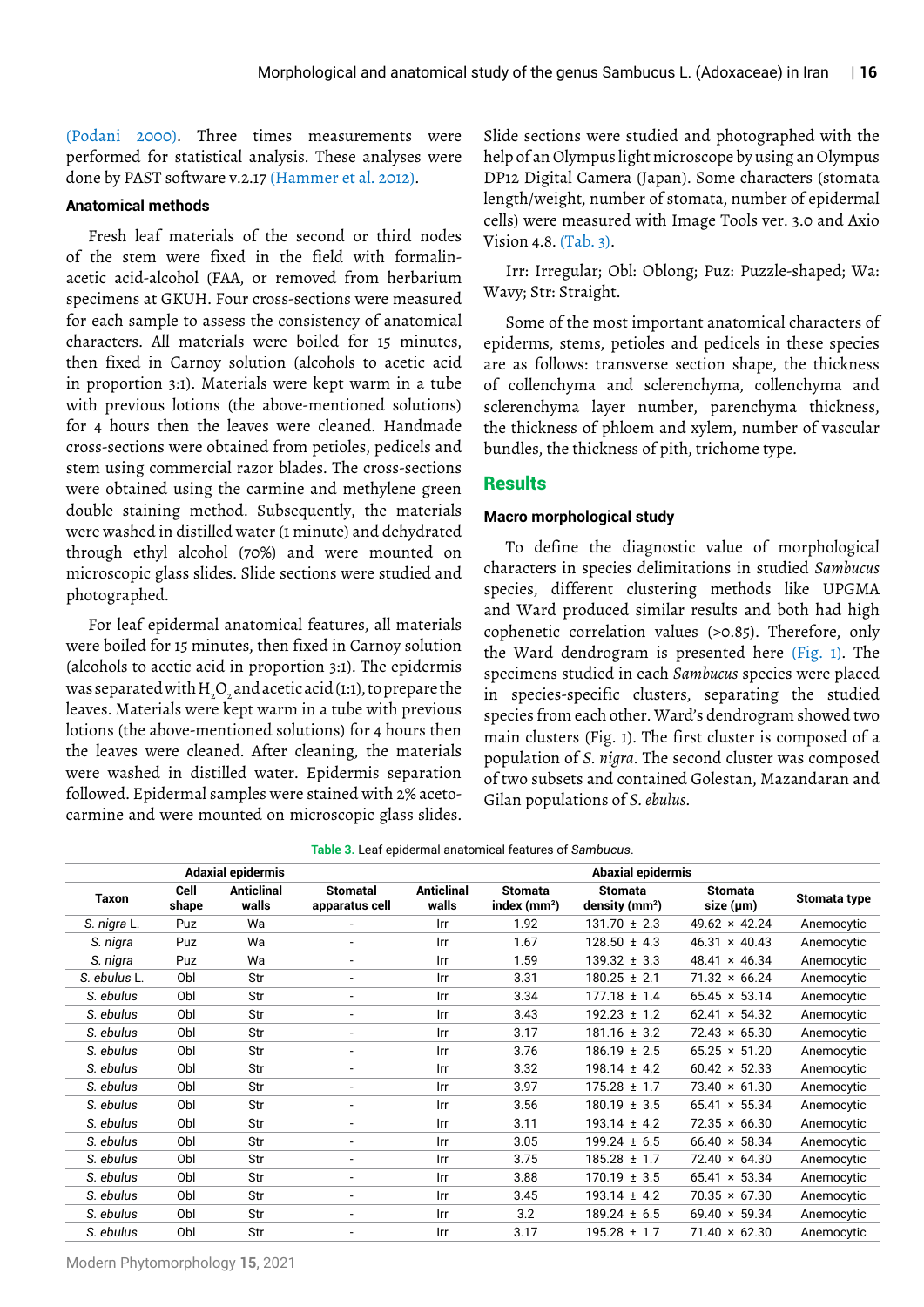(Podani 2000). Three times measurements were performed for statistical analysis. These analyses were done by PAST software v.2.17 (Hammer et al. 2012).

### Anatomical methods

Fresh leaf materials of the second or third nodes of the stem were fixed in the field with formalin-acetic acid-alcohol (FAA, or removed from herbarium specimens at GKUH. Four cross-sections were measured for each sample to assess the consistency of anatomical characters. All materials were boiled for 15 minutes, then fixed in Carnoy solution (alcohols to acetic acid in proportion 3:1). Materials were kept warm in a tube with previous lotions (the above-mentioned solutions) for 4 hours then the leaves were cleaned. Handmade cross-sections were obtained from petioles, pedicels and stem using commercial razor blades. The cross-sections were obtained using the carmine and methylene green double staining method. Subsequently, the materials were washed in distilled water (1 minute) and dehydrated through ethyl alcohol (70%) and were mounted on microscopic glass slides. Slide sections were studied and photographed.

For leaf epidermal anatomical features, all materials were boiled for 15 minutes, then fixed in Carnoy solution (alcohols to acetic acid in proportion 3:1). The epidermis was separated with $H_2O_2$ and acetic acid (1:1), to prepare the leaves. Materials were kept warm in a tube with previous lotions (the above-mentioned solutions) for 4 hours then the leaves were cleaned. After cleaning, the materials were washed in distilled water. Epidermis separation followed. Epidermal samples were stained with 2% aceto-carmine and were mounted on microscopic glass slides. Slide sections were studied and photographed with the help of an Olympus light microscope by using an Olympus DP12 Digital Camera (Japan). Some characters (stomata length/weight, number of stomata, number of epidermal cells) were measured with Image Tools ver. 3.0 and Axio Vision 4.8. (Tab. 3).

Irr: Irregular; Obl: Oblong; Puz: Puzzle-shaped; Wa: Wavy; Str: Straight.

Some of the most important anatomical characters of epiderms, stems, petioles and pedicels in these species are as follows: transverse section shape, the thickness of collenchyma and sclerenchyma, collenchyma and sclerenchyma layer number, parenchyma thickness, the thickness of phloem and xylem, number of vascular bundles, the thickness of pith, trichome type.

## Results

### Macro morphological study

To define the diagnostic value of morphological characters in species delimitations in studied *Sambucus* species, different clustering methods like UPGMA and Ward produced similar results and both had high cophenetic correlation values (>0.85). Therefore, only the Ward dendrogram is presented here (Fig. 1). The specimens studied in each *Sambucus* species were placed in species-specific clusters, separating the studied species from each other. Ward's dendrogram showed two main clusters (Fig. 1). The first cluster is composed of a population of *S. nigra*. The second cluster was composed of two subsets and contained Golestan, Mazandaran and Gilan populations of *S. ebulus*.

**Table 3.** Leaf epidermal anatomical features of *Sambucus*.

| Taxon | Adaxial epidermis | | Abaxial epidermis | | | | | |
|---|---|---|---|---|---|---|---|---|
| | Cell shape | Anticlinal walls | Stomatal apparatus cell | Anticlinal walls | Stomata index (mm²) | Stomata density (mm²) | Stomata size (µm) | Stomata type |
| *S. nigra* L. | Puz | Wa | - | Irr | 1.92 | 131.70 ± 2.3 | 49.62 × 42.24 | Anemocytic |
| *S. nigra* | Puz | Wa | - | Irr | 1.67 | 128.50 ± 4.3 | 46.31 × 40.43 | Anemocytic |
| *S. nigra* | Puz | Wa | - | Irr | 1.59 | 139.32 ± 3.3 | 48.41 × 46.34 | Anemocytic |
| *S. ebulus* L. | Obl | Str | - | Irr | 3.31 | 180.25 ± 2.1 | 71.32 × 66.24 | Anemocytic |
| *S. ebulus* | Obl | Str | - | Irr | 3.34 | 177.18 ± 1.4 | 65.45 × 53.14 | Anemocytic |
| *S. ebulus* | Obl | Str | - | Irr | 3.43 | 192.23 ± 1.2 | 62.41 × 54.32 | Anemocytic |
| *S. ebulus* | Obl | Str | - | Irr | 3.17 | 181.16 ± 3.2 | 72.43 × 65.30 | Anemocytic |
| *S. ebulus* | Obl | Str | - | Irr | 3.76 | 186.19 ± 2.5 | 65.25 × 51.20 | Anemocytic |
| *S. ebulus* | Obl | Str | - | Irr | 3.32 | 198.14 ± 4.2 | 60.42 × 52.33 | Anemocytic |
| *S. ebulus* | Obl | Str | - | Irr | 3.97 | 175.28 ± 1.7 | 73.40 × 61.30 | Anemocytic |
| *S. ebulus* | Obl | Str | - | Irr | 3.56 | 180.19 ± 3.5 | 65.41 × 55.34 | Anemocytic |
| *S. ebulus* | Obl | Str | - | Irr | 3.11 | 193.14 ± 4.2 | 72.35 × 66.30 | Anemocytic |
| *S. ebulus* | Obl | Str | - | Irr | 3.05 | 199.24 ± 6.5 | 66.40 × 58.34 | Anemocytic |
| *S. ebulus* | Obl | Str | - | Irr | 3.75 | 185.28 ± 1.7 | 72.40 × 64.30 | Anemocytic |
| *S. ebulus* | Obl | Str | - | Irr | 3.88 | 170.19 ± 3.5 | 65.41 × 53.34 | Anemocytic |
| *S. ebulus* | Obl | Str | - | Irr | 3.45 | 193.14 ± 4.2 | 70.35 × 67.30 | Anemocytic |
| *S. ebulus* | Obl | Str | - | Irr | 3.2 | 189.24 ± 6.5 | 69.40 × 59.34 | Anemocytic |
| *S. ebulus* | Obl | Str | - | Irr | 3.17 | 195.28 ± 1.7 | 71.40 × 62.30 | Anemocytic |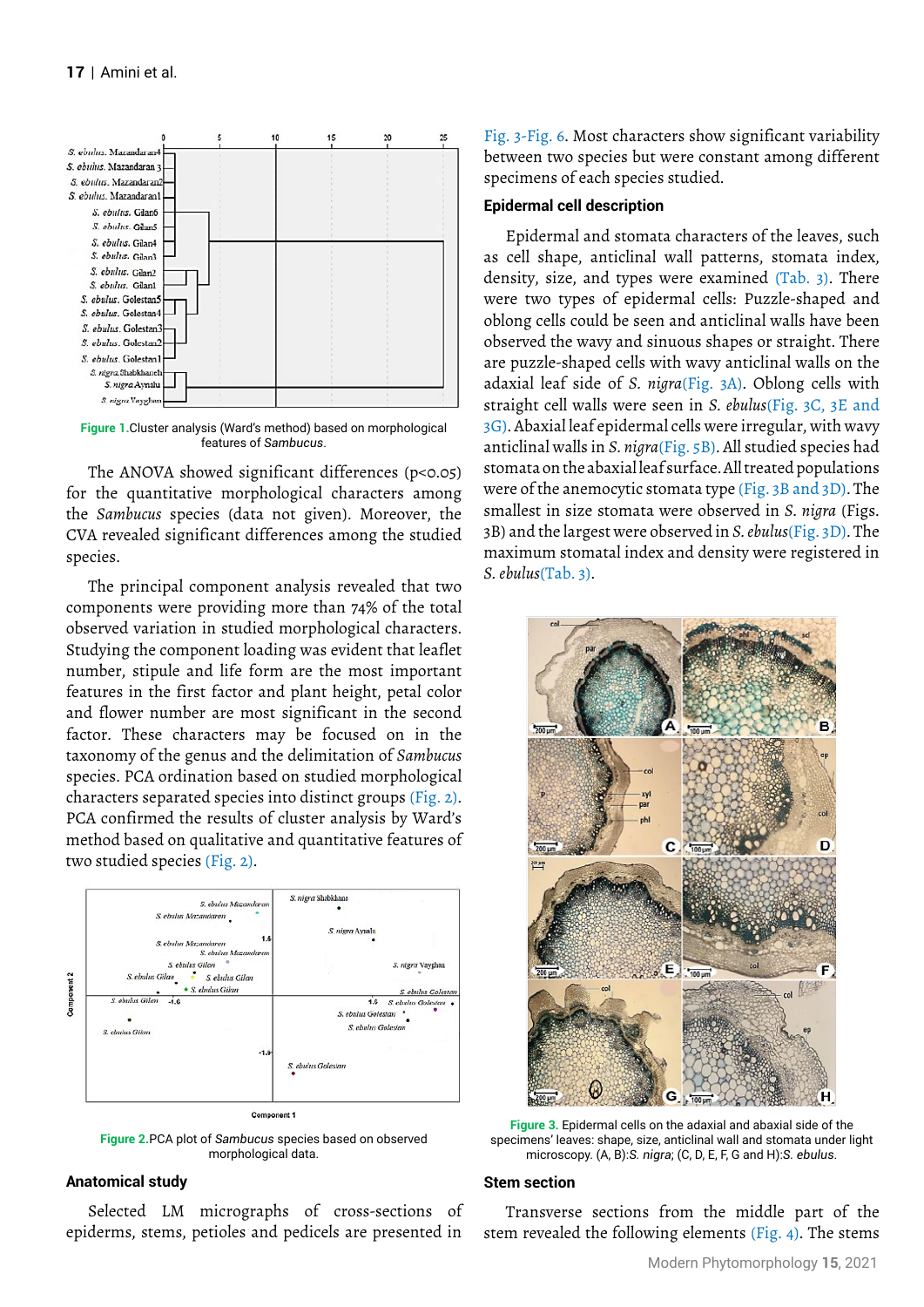Figure 1.Cluster analysis (Ward's method) based on morphological features of *Sambucus*.

The ANOVA showed significant differences (p<0.05) for the quantitative morphological characters among the *Sambucus* species (data not given). Moreover, the CVA revealed significant differences among the studied species.

The principal component analysis revealed that two components were providing more than 74% of the total observed variation in studied morphological characters. Studying the component loading was evident that leaflet number, stipule and life form are the most important features in the first factor and plant height, petal color and flower number are most significant in the second factor. These characters may be focused on in the taxonomy of the genus and the delimitation of *Sambucus* species. PCA ordination based on studied morphological characters separated species into distinct groups (Fig. 2). PCA confirmed the results of cluster analysis by Ward's method based on qualitative and quantitative features of two studied species (Fig. 2).

Figure 2.PCA plot of *Sambucus* species based on observed morphological data.

## Anatomical study

Selected LM micrographs of cross-sections of epiderms, stems, petioles and pedicels are presented in Fig. 3-Fig. 6. Most characters show significant variability between two species but were constant among different specimens of each species studied.

## Epidermal cell description

Epidermal and stomata characters of the leaves, such as cell shape, anticlinal wall patterns, stomata index, density, size, and types were examined (Tab. 3). There were two types of epidermal cells: Puzzle-shaped and oblong cells could be seen and anticlinal walls have been observed the wavy and sinuous shapes or straight. There are puzzle-shaped cells with wavy anticlinal walls on the adaxial leaf side of *S. nigra*(Fig. 3A). Oblong cells with straight cell walls were seen in *S. ebulus*(Fig. 3C, 3E and 3G). Abaxial leaf epidermal cells were irregular, with wavy anticlinal walls in *S. nigra*(Fig. 5B). All studied species had stomata on the abaxial leaf surface. All treated populations were of the anemocytic stomata type (Fig. 3B and 3D). The smallest in size stomata were observed in *S. nigra* (Figs. 3B) and the largest were observed in *S. ebulus*(Fig. 3D). The maximum stomatal index and density were registered in *S. ebulus*(Tab. 3).

Figure 3. Epidermal cells on the adaxial and abaxial side of the specimens' leaves: shape, size, anticlinal wall and stomata under light microscopy. (A, B):*S. nigra*; (C, D, E, F, G and H):*S. ebulus*.

## Stem section

Transverse sections from the middle part of the stem revealed the following elements (Fig. 4). The stems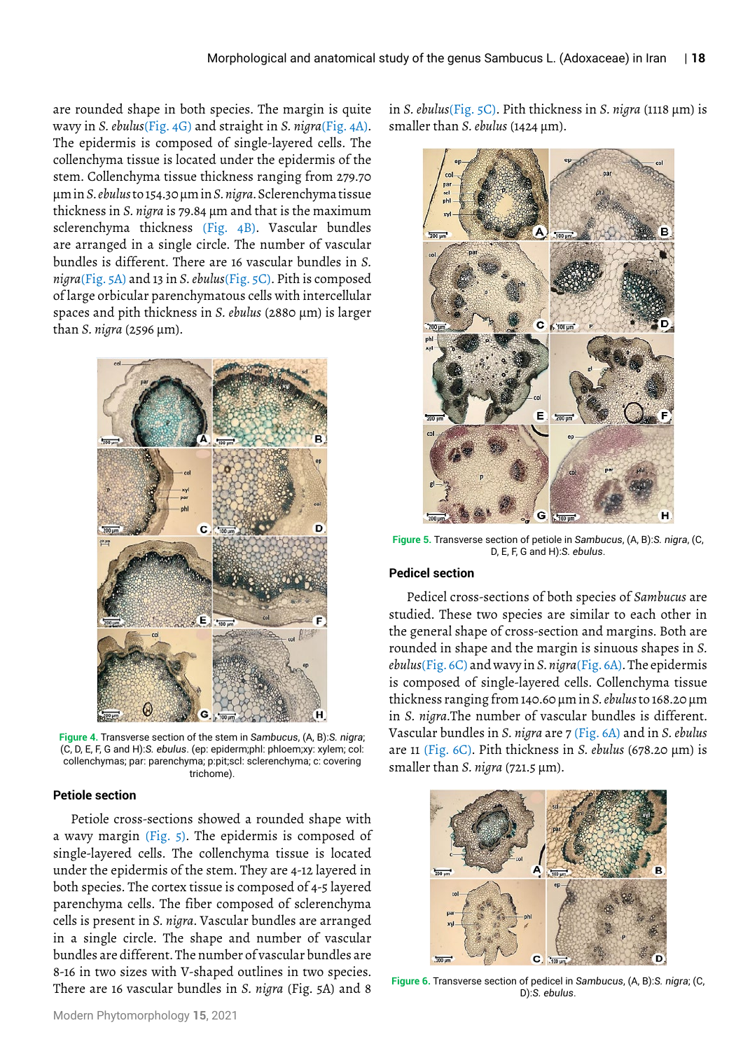are rounded shape in both species. The margin is quite wavy in *S. ebulus*(Fig. 4G) and straight in *S. nigra*(Fig. 4A). The epidermis is composed of single-layered cells. The collenchyma tissue is located under the epidermis of the stem. Collenchyma tissue thickness ranging from 279.70 µm in *S. ebulus* to 154.30 µm in *S. nigra*. Sclerenchyma tissue thickness in *S. nigra* is 79.84 µm and that is the maximum sclerenchyma thickness (Fig. 4B). Vascular bundles are arranged in a single circle. The number of vascular bundles is different. There are 16 vascular bundles in *S. nigra*(Fig. 5A) and 13 in *S. ebulus*(Fig. 5C). Pith is composed of large orbicular parenchymatous cells with intercellular spaces and pith thickness in *S. ebulus* (2880 µm) is larger than *S. nigra* (2596 µm).

**Figure 4.** Transverse section of the stem in *Sambucus*, (A, B):*S. nigra*; (C, D, E, F, G and H):*S. ebulus*. (ep: epiderm;phl: phloem;xy: xylem; col: collenchymas; par: parenchyma; p:pit;scl: sclerenchyma; c: covering trichome).

## Petiole section

Petiole cross-sections showed a rounded shape with a wavy margin (Fig. 5). The epidermis is composed of single-layered cells. The collenchyma tissue is located under the epidermis of the stem. They are 4-12 layered in both species. The cortex tissue is composed of 4-5 layered parenchyma cells. The fiber composed of sclerenchyma cells is present in *S. nigra*. Vascular bundles are arranged in a single circle. The shape and number of vascular bundles are different. The number of vascular bundles are 8-16 in two sizes with V-shaped outlines in two species. There are 16 vascular bundles in *S. nigra* (Fig. 5A) and 8 in *S. ebulus*(Fig. 5C). Pith thickness in *S. nigra* (1118 µm) is smaller than *S. ebulus* (1424 µm).

**Figure 5.** Transverse section of petiole in *Sambucus*, (A, B):*S. nigra*, (C, D, E, F, G and H):*S. ebulus*.

## Pedicel section

Pedicel cross-sections of both species of *Sambucus* are studied. These two species are similar to each other in the general shape of cross-section and margins. Both are rounded in shape and the margin is sinuous shapes in *S. ebulus*(Fig. 6C) and wavy in *S. nigra*(Fig. 6A). The epidermis is composed of single-layered cells. Collenchyma tissue thickness ranging from 140.60 µm in *S. ebulus* to 168.20 µm in *S. nigra*.The number of vascular bundles is different. Vascular bundles in *S. nigra* are 7 (Fig. 6A) and in *S. ebulus* are 11 (Fig. 6C). Pith thickness in *S. ebulus* (678.20 µm) is smaller than *S. nigra* (721.5 µm).

**Figure 6.** Transverse section of pedicel in *Sambucus*, (A, B):*S. nigra*; (C, D):*S. ebulus*.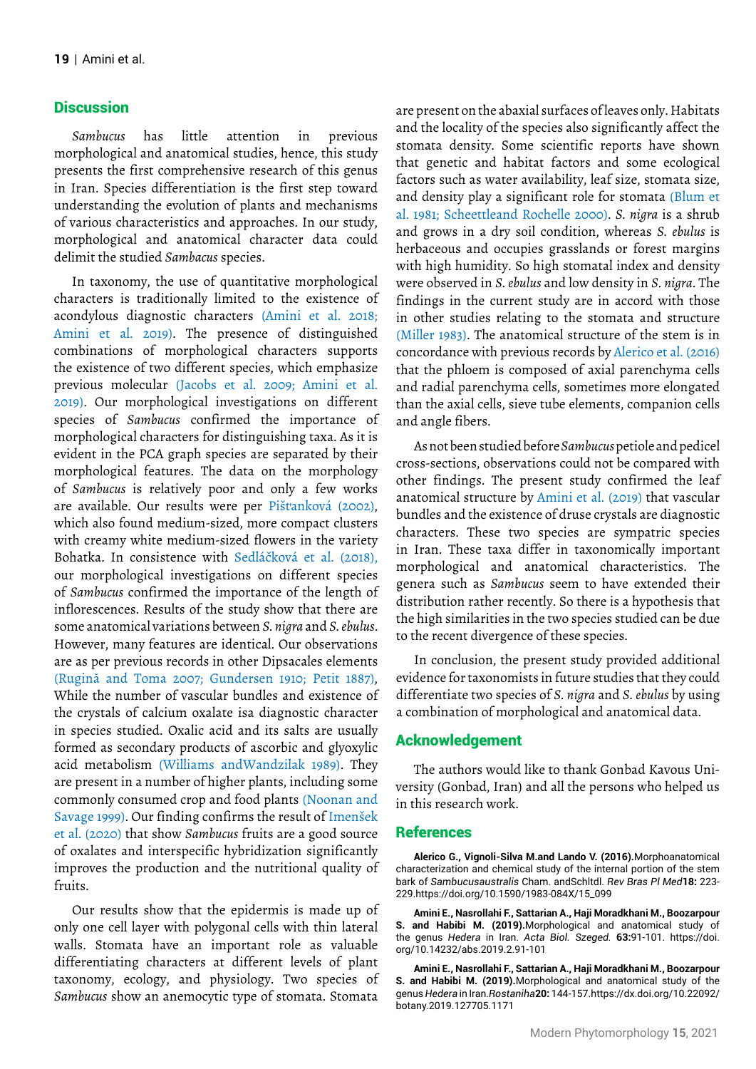## Discussion

*Sambucus* has little attention in previous morphological and anatomical studies, hence, this study presents the first comprehensive research of this genus in Iran. Species differentiation is the first step toward understanding the evolution of plants and mechanisms of various characteristics and approaches. In our study, morphological and anatomical character data could delimit the studied *Sambacus* species.

In taxonomy, the use of quantitative morphological characters is traditionally limited to the existence of acondylous diagnostic characters (Amini et al. 2018; Amini et al. 2019). The presence of distinguished combinations of morphological characters supports the existence of two different species, which emphasize previous molecular (Jacobs et al. 2009; Amini et al. 2019). Our morphological investigations on different species of *Sambucus* confirmed the importance of morphological characters for distinguishing taxa. As it is evident in the PCA graph species are separated by their morphological features. The data on the morphology of *Sambucus* is relatively poor and only a few works are available. Our results were per Pišťanková (2002), which also found medium-sized, more compact clusters with creamy white medium-sized flowers in the variety Bohatka. In consistence with Sedláčková et al. (2018), our morphological investigations on different species of *Sambucus* confirmed the importance of the length of inflorescences. Results of the study show that there are some anatomical variations between *S. nigra* and *S. ebulus*. However, many features are identical. Our observations are as per previous records in other Dipsacales elements (Rugină and Toma 2007; Gundersen 1910; Petit 1887), While the number of vascular bundles and existence of the crystals of calcium oxalate isa diagnostic character in species studied. Oxalic acid and its salts are usually formed as secondary products of ascorbic and glyoxylic acid metabolism (Williams andWandzilak 1989). They are present in a number of higher plants, including some commonly consumed crop and food plants (Noonan and Savage 1999). Our finding confirms the result of Imenšek et al. (2020) that show *Sambucus* fruits are a good source of oxalates and interspecific hybridization significantly improves the production and the nutritional quality of fruits.

Our results show that the epidermis is made up of only one cell layer with polygonal cells with thin lateral walls. Stomata have an important role as valuable differentiating characters at different levels of plant taxonomy, ecology, and physiology. Two species of *Sambucus* show an anemocytic type of stomata. Stomata are present on the abaxial surfaces of leaves only. Habitats and the locality of the species also significantly affect the stomata density. Some scientific reports have shown that genetic and habitat factors and some ecological factors such as water availability, leaf size, stomata size, and density play a significant role for stomata (Blum et al. 1981; Scheettleand Rochelle 2000). *S. nigra* is a shrub and grows in a dry soil condition, whereas *S. ebulus* is herbaceous and occupies grasslands or forest margins with high humidity. So high stomatal index and density were observed in *S. ebulus* and low density in *S. nigra*. The findings in the current study are in accord with those in other studies relating to the stomata and structure (Miller 1983). The anatomical structure of the stem is in concordance with previous records by Alerico et al. (2016) that the phloem is composed of axial parenchyma cells and radial parenchyma cells, sometimes more elongated than the axial cells, sieve tube elements, companion cells and angle fibers.

As not been studied before *Sambucus* petiole and pedicel cross-sections, observations could not be compared with other findings. The present study confirmed the leaf anatomical structure by Amini et al. (2019) that vascular bundles and the existence of druse crystals are diagnostic characters. These two species are sympatric species in Iran. These taxa differ in taxonomically important morphological and anatomical characteristics. The genera such as *Sambucus* seem to have extended their distribution rather recently. So there is a hypothesis that the high similarities in the two species studied can be due to the recent divergence of these species.

In conclusion, the present study provided additional evidence for taxonomists in future studies that they could differentiate two species of *S. nigra* and *S. ebulus* by using a combination of morphological and anatomical data.

## Acknowledgement

The authors would like to thank Gonbad Kavous University (Gonbad, Iran) and all the persons who helped us in this research work.

## References

**Alerico G., Vignoli-Silva M.and Lando V. (2016).**Morphoanatomical characterization and chemical study of the internal portion of the stem bark of *Sambucusaustralis* Cham. andSchltdl. *Rev Bras Pl Med***18:** 223-229.https://doi.org/10.1590/1983-084X/15_099

**Amini E., Nasrollahi F., Sattarian A., Haji Moradkhani M., Boozarpour S. and Habibi M. (2019).**Morphological and anatomical study of the genus *Hedera* in Iran. *Acta Biol. Szeged.* **63:**91-101. https://doi.org/10.14232/abs.2019.2.91-101

**Amini E., Nasrollahi F., Sattarian A., Haji Moradkhani M., Boozarpour S. and Habibi M. (2019).**Morphological and anatomical study of the genus *Hedera* in Iran.*Rostaniha***20:** 144-157.https://dx.doi.org/10.22092/botany.2019.127705.1171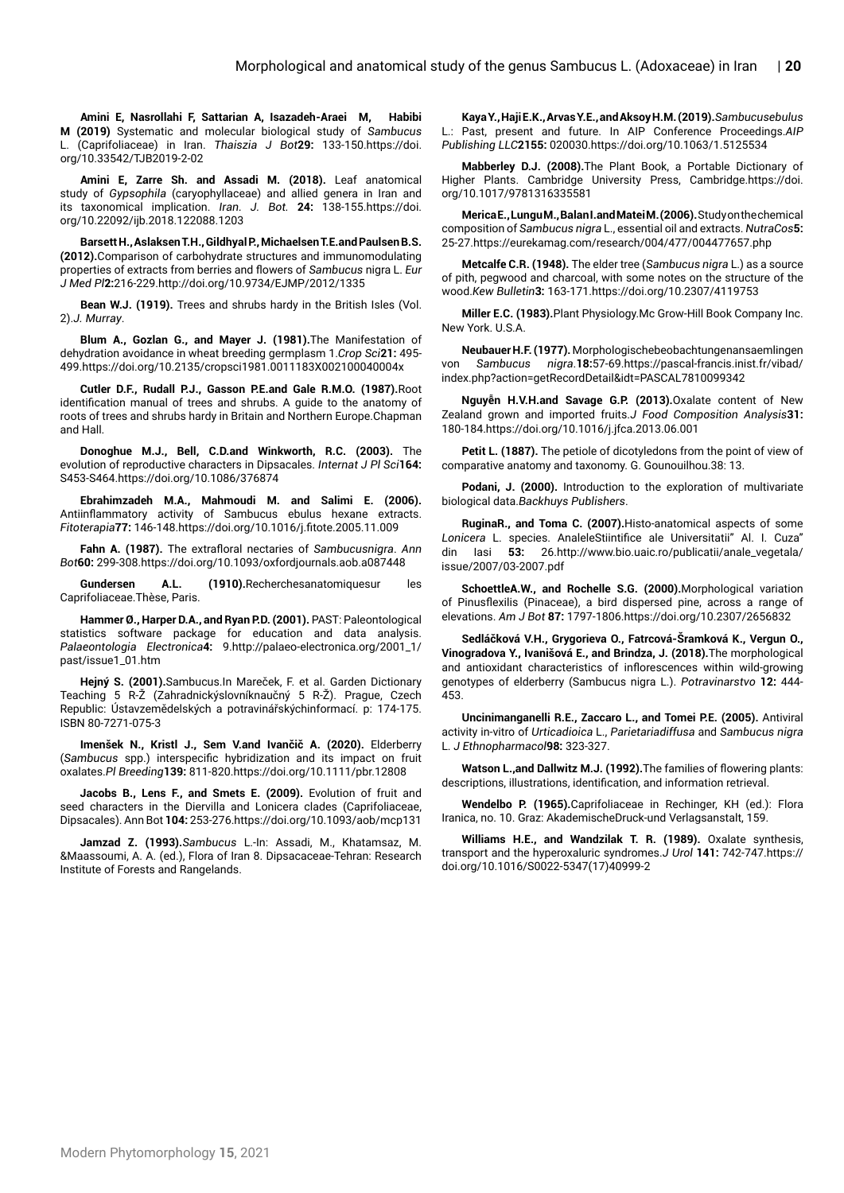**Amini E, Nasrollahi F, Sattarian A, Isazadeh-Araei M, Habibi M (2019)** Systematic and molecular biological study of *Sambucus* L. (Caprifoliaceae) in Iran. *Thaiszia J Bot***29:** 133-150.https://doi.org/10.33542/TJB2019-2-02

**Amini E, Zarre Sh. and Assadi M. (2018).** Leaf anatomical study of *Gypsophila* (caryophyllaceae) and allied genera in Iran and its taxonomical implication. *Iran. J. Bot.* **24:** 138-155.https://doi.org/10.22092/ijb.2018.122088.1203

**Barsett H., Aslaksen T.H., Gildhyal P., Michaelsen T.E. and Paulsen B.S. (2012).**Comparison of carbohydrate structures and immunomodulating properties of extracts from berries and flowers of *Sambucus* nigra L. *Eur J Med Pl***2:**216-229.http://doi.org/10.9734/EJMP/2012/1335

**Bean W.J. (1919).** Trees and shrubs hardy in the British Isles (Vol. 2).*J. Murray*.

**Blum A., Gozlan G., and Mayer J. (1981).**The Manifestation of dehydration avoidance in wheat breeding germplasm 1.*Crop Sci***21:** 495-499.https://doi.org/10.2135/cropsci1981.0011183X002100040004x

**Cutler D.F., Rudall P.J., Gasson P.E.and Gale R.M.O. (1987).**Root identification manual of trees and shrubs. A guide to the anatomy of roots of trees and shrubs hardy in Britain and Northern Europe.Chapman and Hall.

**Donoghue M.J., Bell, C.D.and Winkworth, R.C. (2003).** The evolution of reproductive characters in Dipsacales. *Internat J Pl Sci***164:** S453-S464.https://doi.org/10.1086/376874

**Ebrahimzadeh M.A., Mahmoudi M. and Salimi E. (2006).** Antiinflammatory activity of Sambucus ebulus hexane extracts. *Fitoterapia***77:** 146-148.https://doi.org/10.1016/j.fitote.2005.11.009

**Fahn A. (1987).** The extrafloral nectaries of *Sambucusnigra*. *Ann Bot***60:** 299-308.https://doi.org/10.1093/oxfordjournals.aob.a087448

**Gundersen A.L. (1910).**Recherchesanatomiquesur les Caprifoliaceae.Thèse, Paris.

**Hammer Ø., Harper D.A., and Ryan P.D. (2001).** PAST: Paleontological statistics software package for education and data analysis. *Palaeontologia Electronica***4:** 9.http://palaeo-electronica.org/2001_1/past/issue1_01.htm

**Hejný S. (2001).**Sambucus.In Mareček, F. et al. Garden Dictionary Teaching 5 R-Ž (Zahradnickýslovníknaučný 5 R-Ž). Prague, Czech Republic: Ústavzemědelských a potravinářskýchinformací. p: 174-175. ISBN 80-7271-075-3

**Imenšek N., Kristl J., Sem V.and Ivančič A. (2020).** Elderberry (*Sambucus* spp.) interspecific hybridization and its impact on fruit oxalates.*Pl Breeding***139:** 811-820.https://doi.org/10.1111/pbr.12808

**Jacobs B., Lens F., and Smets E. (2009).** Evolution of fruit and seed characters in the Diervilla and Lonicera clades (Caprifoliaceae, Dipsacales). Ann Bot **104:** 253-276.https://doi.org/10.1093/aob/mcp131

**Jamzad Z. (1993).***Sambucus* L.-In: Assadi, M., Khatamsaz, M. &Maassoumi, A. A. (ed.), Flora of Iran 8. Dipsacaceae-Tehran: Research Institute of Forests and Rangelands.

**Kaya Y., Haji E.K., Arvas Y.E., and Aksoy H.M. (2019).***Sambucusebulus* L.: Past, present and future. In AIP Conference Proceedings.*AIP Publishing LLC***2155:** 020030.https://doi.org/10.1063/1.5125534

**Mabberley D.J. (2008).**The Plant Book, a Portable Dictionary of Higher Plants. Cambridge University Press, Cambridge.https://doi.org/10.1017/9781316335581

**Merica E., Lungu M., Balan I. and Matei M. (2006).**Studyonthechemical composition of *Sambucus nigra* L., essential oil and extracts. *NutraCos***5:** 25-27.https://eurekamag.com/research/004/477/004477657.php

**Metcalfe C.R. (1948).** The elder tree (*Sambucus nigra* L.) as a source of pith, pegwood and charcoal, with some notes on the structure of the wood.*Kew Bulletin***3:** 163-171.https://doi.org/10.2307/4119753

**Miller E.C. (1983).**Plant Physiology.Mc Grow-Hill Book Company Inc. New York. U.S.A.

**Neubauer H.F. (1977).** Morphologischebeobachtungenansaemlingen von *Sambucus nigra*.**18:**57-69.https://pascal-francis.inist.fr/vibad/index.php?action=getRecordDetail&idt=PASCAL7810099342

**Nguyễn H.V.H.and Savage G.P. (2013).**Oxalate content of New Zealand grown and imported fruits.*J Food Composition Analysis***31:** 180-184.https://doi.org/10.1016/j.jfca.2013.06.001

**Petit L. (1887).** The petiole of dicotyledons from the point of view of comparative anatomy and taxonomy. G. Gounouilhou.38: 13.

**Podani, J. (2000).** Introduction to the exploration of multivariate biological data.*Backhuys Publishers*.

**RuginaR., and Toma C. (2007).**Histo-anatomical aspects of some *Lonicera* L. species. AnaleleStiintifice ale Universitatii" Al. I. Cuza" din Iasi **53:** 26.http://www.bio.uaic.ro/publicatii/anale_vegetala/issue/2007/03-2007.pdf

**SchoettleA.W., and Rochelle S.G. (2000).**Morphological variation of Pinusflexilis (Pinaceae), a bird dispersed pine, across a range of elevations. *Am J Bot* **87:** 1797-1806.https://doi.org/10.2307/2656832

**Sedláčková V.H., Grygorieva O., Fatrcová-Šramková K., Vergun O., Vinogradova Y., Ivanišová E., and Brindza, J. (2018).**The morphological and antioxidant characteristics of inflorescences within wild-growing genotypes of elderberry (Sambucus nigra L.). *Potravinarstvo* **12:** 444-453.

**Uncinimanganelli R.E., Zaccaro L., and Tomei P.E. (2005).** Antiviral activity in-vitro of *Urticadioica* L., *Parietariadiffusa* and *Sambucus nigra* L. *J Ethnopharmacol***98:** 323-327.

**Watson L.,and Dallwitz M.J. (1992).**The families of flowering plants: descriptions, illustrations, identification, and information retrieval.

**Wendelbo P. (1965).**Caprifoliaceae in Rechinger, KH (ed.): Flora Iranica, no. 10. Graz: AkademischeDruck-und Verlagsanstalt, 159.

**Williams H.E., and Wandzilak T. R. (1989).** Oxalate synthesis, transport and the hyperoxaluric syndromes.*J Urol* **141:** 742-747.https://doi.org/10.1016/S0022-5347(17)40999-2